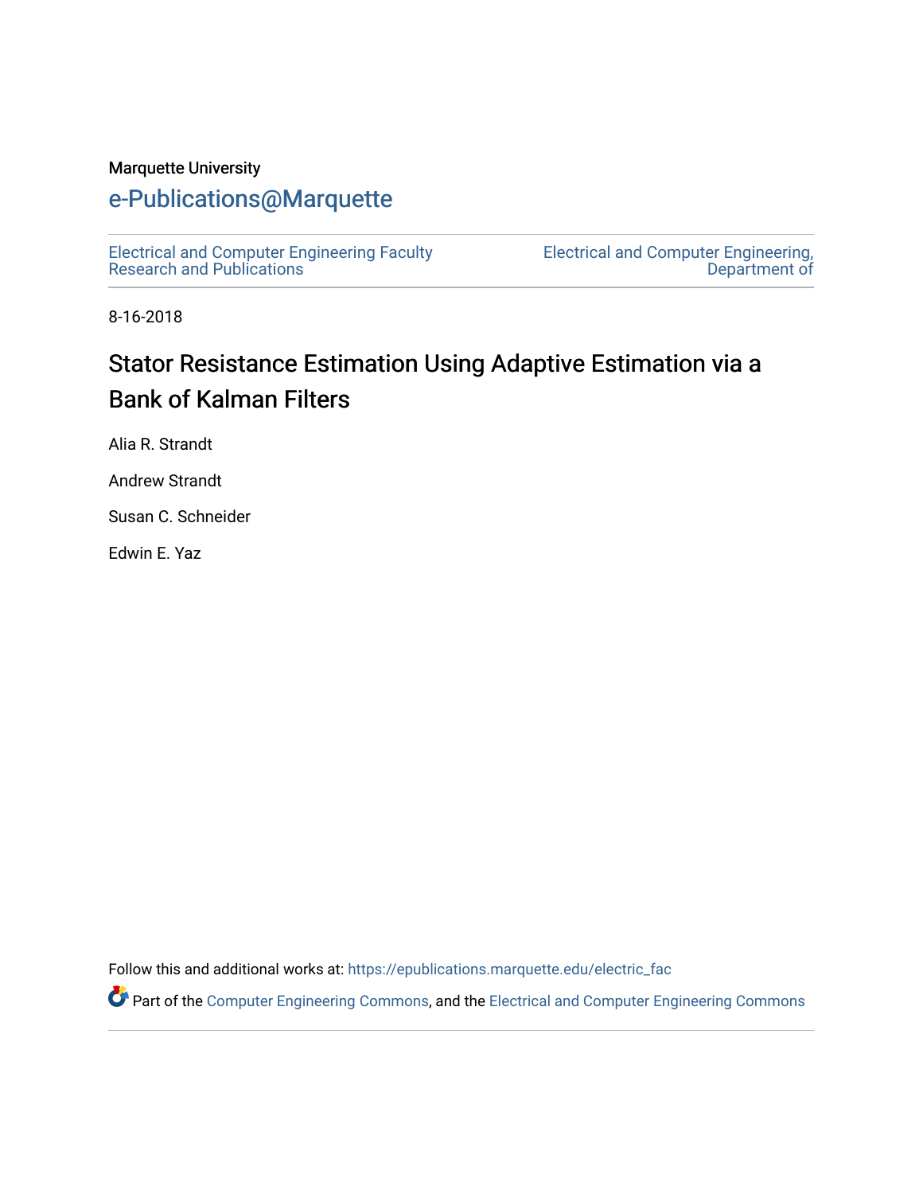Marquette University

# e-Publications@Marquette

Electrical and Computer Engineering Faculty Research and Publications

Electrical and Computer Engineering, Department of

8-16-2018

# Stator Resistance Estimation Using Adaptive Estimation via a Bank of Kalman Filters

Alia R. Strandt

Andrew Strandt

Susan C. Schneider

Edwin E. Yaz

Follow this and additional works at: https://epublications.marquette.edu/electric_fac

Part of the Computer Engineering Commons, and the Electrical and Computer Engineering Commons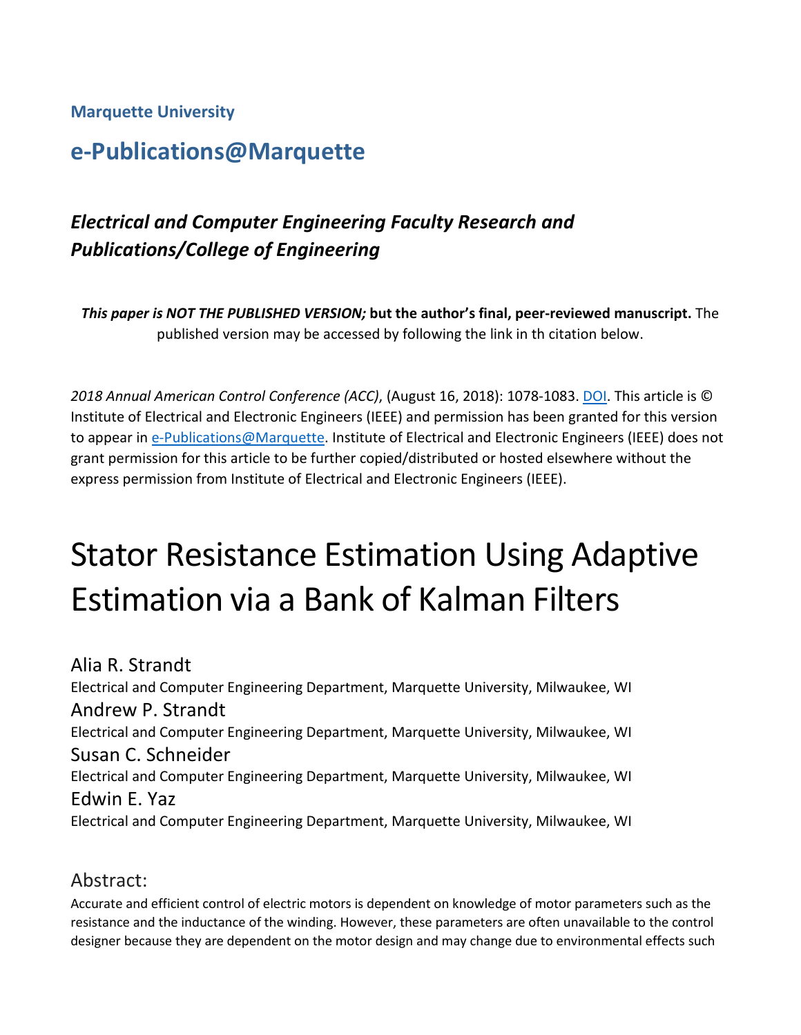**Marquette University**

## e-Publications@Marquette

### *Electrical and Computer Engineering Faculty Research and Publications/College of Engineering*

***This paper is NOT THE PUBLISHED VERSION;* but the author's final, peer-reviewed manuscript.** The published version may be accessed by following the link in th citation below.

*2018 Annual American Control Conference (ACC)*, (August 16, 2018): 1078-1083. DOI. This article is © Institute of Electrical and Electronic Engineers (IEEE) and permission has been granted for this version to appear in e-Publications@Marquette. Institute of Electrical and Electronic Engineers (IEEE) does not grant permission for this article to be further copied/distributed or hosted elsewhere without the express permission from Institute of Electrical and Electronic Engineers (IEEE).

# Stator Resistance Estimation Using Adaptive Estimation via a Bank of Kalman Filters

Alia R. Strandt
Electrical and Computer Engineering Department, Marquette University, Milwaukee, WI

Andrew P. Strandt
Electrical and Computer Engineering Department, Marquette University, Milwaukee, WI

Susan C. Schneider
Electrical and Computer Engineering Department, Marquette University, Milwaukee, WI

Edwin E. Yaz
Electrical and Computer Engineering Department, Marquette University, Milwaukee, WI

## Abstract:

Accurate and efficient control of electric motors is dependent on knowledge of motor parameters such as the resistance and the inductance of the winding. However, these parameters are often unavailable to the control designer because they are dependent on the motor design and may change due to environmental effects such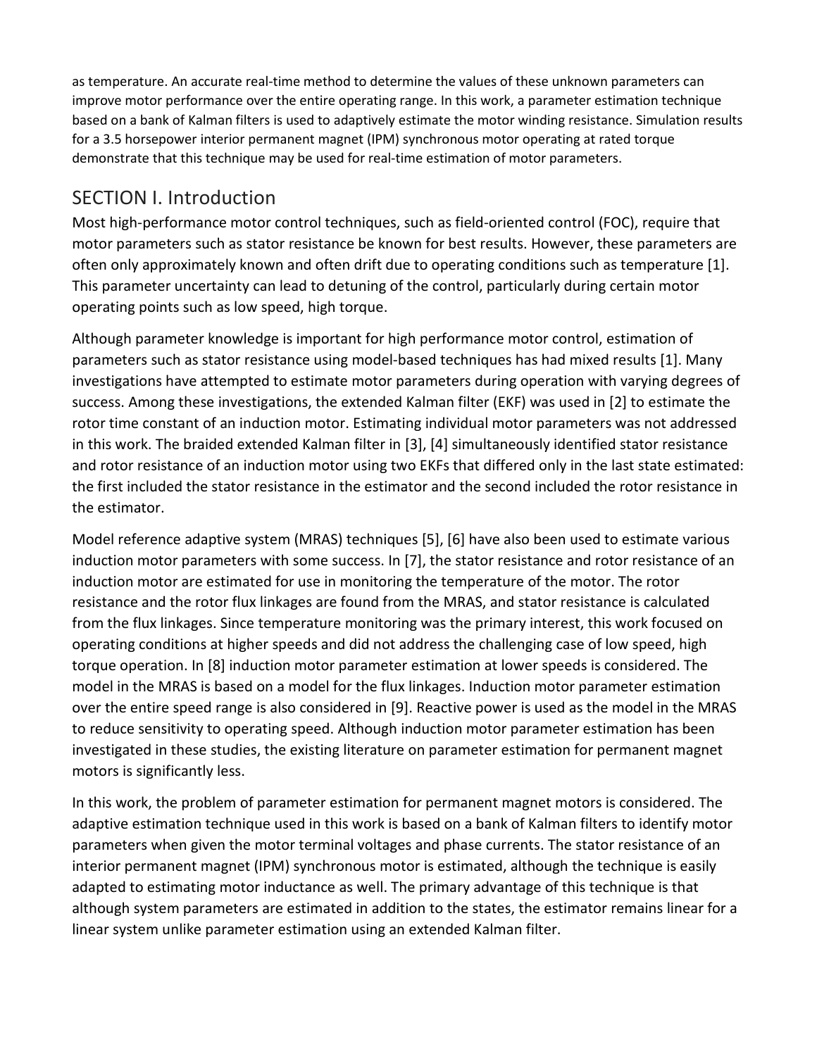as temperature. An accurate real-time method to determine the values of these unknown parameters can improve motor performance over the entire operating range. In this work, a parameter estimation technique based on a bank of Kalman filters is used to adaptively estimate the motor winding resistance. Simulation results for a 3.5 horsepower interior permanent magnet (IPM) synchronous motor operating at rated torque demonstrate that this technique may be used for real-time estimation of motor parameters.

## SECTION I. Introduction

Most high-performance motor control techniques, such as field-oriented control (FOC), require that motor parameters such as stator resistance be known for best results. However, these parameters are often only approximately known and often drift due to operating conditions such as temperature [1]. This parameter uncertainty can lead to detuning of the control, particularly during certain motor operating points such as low speed, high torque.

Although parameter knowledge is important for high performance motor control, estimation of parameters such as stator resistance using model-based techniques has had mixed results [1]. Many investigations have attempted to estimate motor parameters during operation with varying degrees of success. Among these investigations, the extended Kalman filter (EKF) was used in [2] to estimate the rotor time constant of an induction motor. Estimating individual motor parameters was not addressed in this work. The braided extended Kalman filter in [3], [4] simultaneously identified stator resistance and rotor resistance of an induction motor using two EKFs that differed only in the last state estimated: the first included the stator resistance in the estimator and the second included the rotor resistance in the estimator.

Model reference adaptive system (MRAS) techniques [5], [6] have also been used to estimate various induction motor parameters with some success. In [7], the stator resistance and rotor resistance of an induction motor are estimated for use in monitoring the temperature of the motor. The rotor resistance and the rotor flux linkages are found from the MRAS, and stator resistance is calculated from the flux linkages. Since temperature monitoring was the primary interest, this work focused on operating conditions at higher speeds and did not address the challenging case of low speed, high torque operation. In [8] induction motor parameter estimation at lower speeds is considered. The model in the MRAS is based on a model for the flux linkages. Induction motor parameter estimation over the entire speed range is also considered in [9]. Reactive power is used as the model in the MRAS to reduce sensitivity to operating speed. Although induction motor parameter estimation has been investigated in these studies, the existing literature on parameter estimation for permanent magnet motors is significantly less.

In this work, the problem of parameter estimation for permanent magnet motors is considered. The adaptive estimation technique used in this work is based on a bank of Kalman filters to identify motor parameters when given the motor terminal voltages and phase currents. The stator resistance of an interior permanent magnet (IPM) synchronous motor is estimated, although the technique is easily adapted to estimating motor inductance as well. The primary advantage of this technique is that although system parameters are estimated in addition to the states, the estimator remains linear for a linear system unlike parameter estimation using an extended Kalman filter.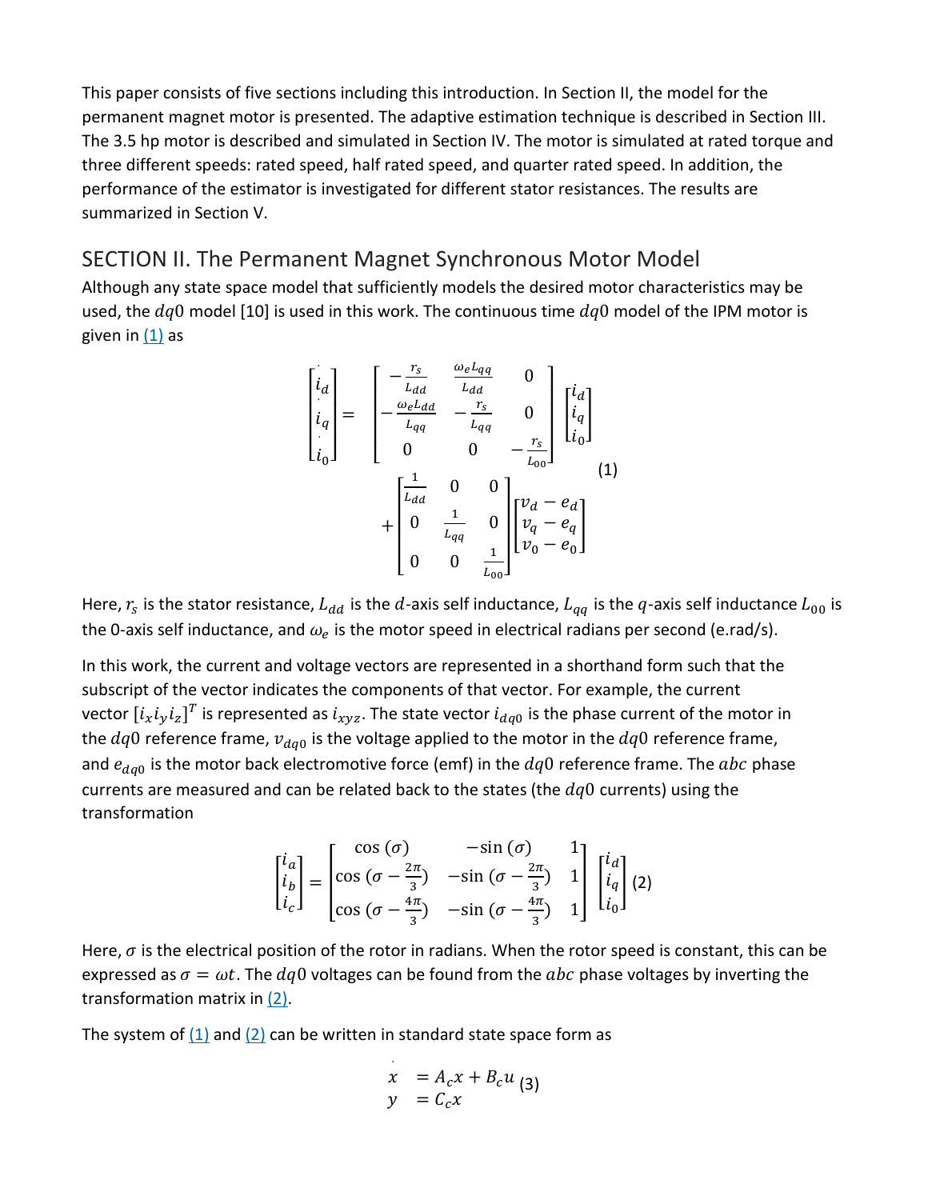This paper consists of five sections including this introduction. In Section II, the model for the permanent magnet motor is presented. The adaptive estimation technique is described in Section III. The 3.5 hp motor is described and simulated in Section IV. The motor is simulated at rated torque and three different speeds: rated speed, half rated speed, and quarter rated speed. In addition, the performance of the estimator is investigated for different stator resistances. The results are summarized in Section V.

## SECTION II. The Permanent Magnet Synchronous Motor Model

Although any state space model that sufficiently models the desired motor characteristics may be used, the $dq0$ model [10] is used in this work. The continuous time $dq0$ model of the IPM motor is given in (1) as

$$\begin{bmatrix} \dot{i}_d \\ \dot{i}_q \\ \dot{i}_0 \end{bmatrix} = \begin{bmatrix} -\frac{r_s}{L_{dd}} & \frac{\omega_e L_{qq}}{L_{dd}} & 0 \\ -\frac{\omega_e L_{dd}}{L_{qq}} & -\frac{r_s}{L_{qq}} & 0 \\ 0 & 0 & -\frac{r_s}{L_{00}} \end{bmatrix} \begin{bmatrix} i_d \\ i_q \\ i_0 \end{bmatrix} + \begin{bmatrix} \frac{1}{L_{dd}} & 0 & 0 \\ 0 & \frac{1}{L_{qq}} & 0 \\ 0 & 0 & \frac{1}{L_{00}} \end{bmatrix} \begin{bmatrix} v_d - e_d \\ v_q - e_q \\ v_0 - e_0 \end{bmatrix} \tag{1}$$

Here, $r_s$ is the stator resistance, $L_{dd}$ is the $d$-axis self inductance, $L_{qq}$ is the $q$-axis self inductance $L_{00}$ is the 0-axis self inductance, and $\omega_e$ is the motor speed in electrical radians per second (e.rad/s).

In this work, the current and voltage vectors are represented in a shorthand form such that the subscript of the vector indicates the components of that vector. For example, the current vector $[i_x i_y i_z]^T$ is represented as $i_{xyz}$. The state vector $i_{dq0}$ is the phase current of the motor in the $dq0$ reference frame, $v_{dq0}$ is the voltage applied to the motor in the $dq0$ reference frame, and $e_{dq0}$ is the motor back electromotive force (emf) in the $dq0$ reference frame. The $abc$ phase currents are measured and can be related back to the states (the $dq0$ currents) using the transformation

$$\begin{bmatrix} i_a \\ i_b \\ i_c \end{bmatrix} = \begin{bmatrix} \cos(\sigma) & -\sin(\sigma) & 1 \\ \cos(\sigma - \frac{2\pi}{3}) & -\sin(\sigma - \frac{2\pi}{3}) & 1 \\ \cos(\sigma - \frac{4\pi}{3}) & -\sin(\sigma - \frac{4\pi}{3}) & 1 \end{bmatrix} \begin{bmatrix} i_d \\ i_q \\ i_0 \end{bmatrix} \tag{2}$$

Here, $\sigma$ is the electrical position of the rotor in radians. When the rotor speed is constant, this can be expressed as $\sigma = \omega t$. The $dq0$ voltages can be found from the $abc$ phase voltages by inverting the transformation matrix in (2).

The system of (1) and (2) can be written in standard state space form as

$$\begin{aligned} \dot{x} &= A_c x + B_c u \\ y &= C_c x \end{aligned} \tag{3}$$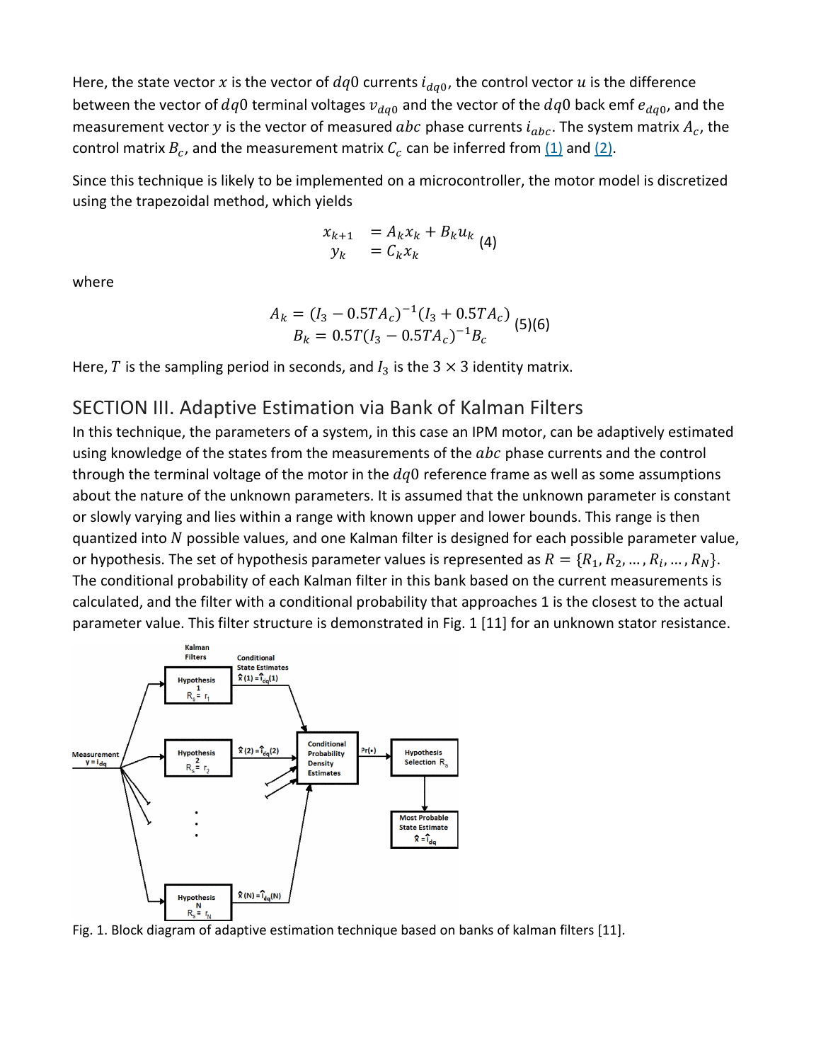Here, the state vector $x$ is the vector of $dq0$ currents $i_{dq0}$, the control vector $u$ is the difference between the vector of $dq0$ terminal voltages $v_{dq0}$ and the vector of the $dq0$ back emf $e_{dq0}$, and the measurement vector $y$ is the vector of measured $abc$ phase currents $i_{abc}$. The system matrix $A_c$, the control matrix $B_c$, and the measurement matrix $C_c$ can be inferred from (1) and (2).

Since this technique is likely to be implemented on a microcontroller, the motor model is discretized using the trapezoidal method, which yields

$$\begin{aligned} x_{k+1} &= A_k x_k + B_k u_k \\ y_k &= C_k x_k \end{aligned} \tag{4}$$

where

$$\begin{aligned} A_k &= (I_3 - 0.5TA_c)^{-1}(I_3 + 0.5TA_c) \\ B_k &= 0.5T(I_3 - 0.5TA_c)^{-1}B_c \end{aligned} \tag{5)(6}$$

Here, $T$ is the sampling period in seconds, and $I_3$ is the $3 \times 3$ identity matrix.

## SECTION III. Adaptive Estimation via Bank of Kalman Filters

In this technique, the parameters of a system, in this case an IPM motor, can be adaptively estimated using knowledge of the states from the measurements of the $abc$ phase currents and the control through the terminal voltage of the motor in the $dq0$ reference frame as well as some assumptions about the nature of the unknown parameters. It is assumed that the unknown parameter is constant or slowly varying and lies within a range with known upper and lower bounds. This range is then quantized into $N$ possible values, and one Kalman filter is designed for each possible parameter value, or hypothesis. The set of hypothesis parameter values is represented as $R = \{R_1, R_2, \ldots, R_i, \ldots, R_N\}$. The conditional probability of each Kalman filter in this bank based on the current measurements is calculated, and the filter with a conditional probability that approaches 1 is the closest to the actual parameter value. This filter structure is demonstrated in Fig. 1 [11] for an unknown stator resistance.

Fig. 1. Block diagram of adaptive estimation technique based on banks of kalman filters [11].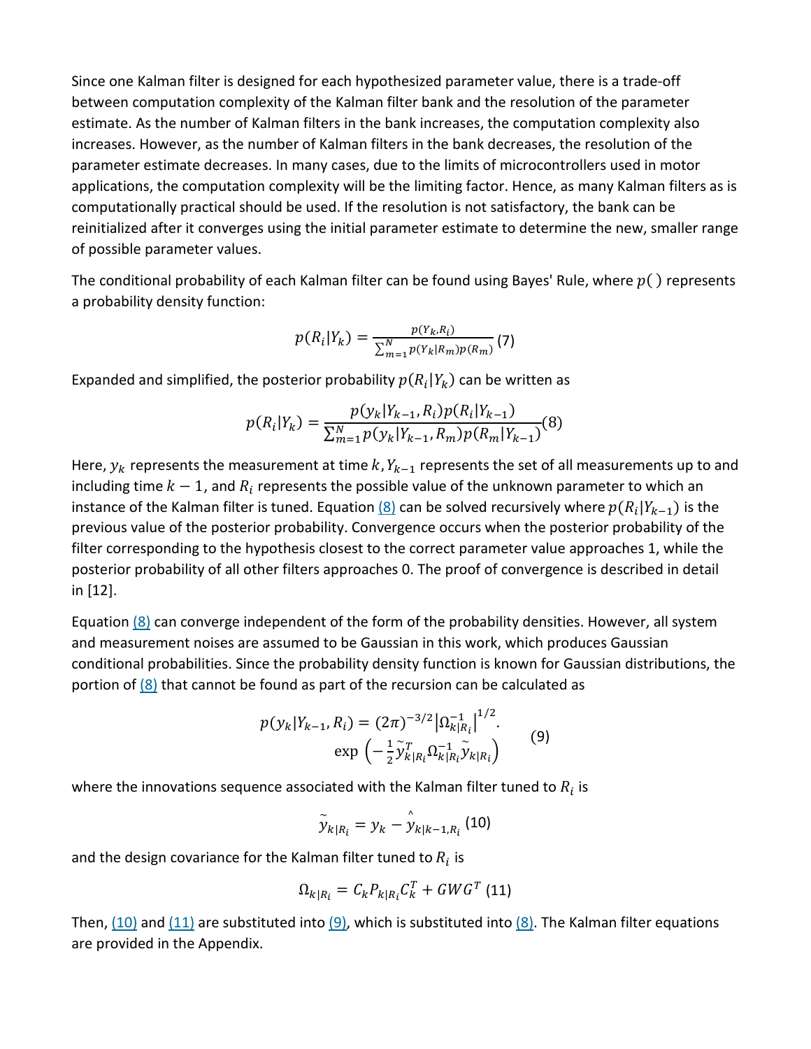Since one Kalman filter is designed for each hypothesized parameter value, there is a trade-off between computation complexity of the Kalman filter bank and the resolution of the parameter estimate. As the number of Kalman filters in the bank increases, the computation complexity also increases. However, as the number of Kalman filters in the bank decreases, the resolution of the parameter estimate decreases. In many cases, due to the limits of microcontrollers used in motor applications, the computation complexity will be the limiting factor. Hence, as many Kalman filters as is computationally practical should be used. If the resolution is not satisfactory, the bank can be reinitialized after it converges using the initial parameter estimate to determine the new, smaller range of possible parameter values.

The conditional probability of each Kalman filter can be found using Bayes' Rule, where $p(\,)$ represents a probability density function:

$$p(R_i|Y_k) = \frac{p(Y_k, R_i)}{\sum_{m=1}^{N} p(Y_k|R_m)p(R_m)} \quad (7)$$

Expanded and simplified, the posterior probability $p(R_i|Y_k)$ can be written as

$$p(R_i|Y_k) = \frac{p(y_k|Y_{k-1}, R_i)p(R_i|Y_{k-1})}{\sum_{m=1}^{N} p(y_k|Y_{k-1}, R_m)p(R_m|Y_{k-1})} \quad (8)$$

Here, $y_k$ represents the measurement at time $k$, $Y_{k-1}$ represents the set of all measurements up to and including time $k-1$, and $R_i$ represents the possible value of the unknown parameter to which an instance of the Kalman filter is tuned. Equation (8) can be solved recursively where $p(R_i|Y_{k-1})$ is the previous value of the posterior probability. Convergence occurs when the posterior probability of the filter corresponding to the hypothesis closest to the correct parameter value approaches 1, while the posterior probability of all other filters approaches 0. The proof of convergence is described in detail in [12].

Equation (8) can converge independent of the form of the probability densities. However, all system and measurement noises are assumed to be Gaussian in this work, which produces Gaussian conditional probabilities. Since the probability density function is known for Gaussian distributions, the portion of (8) that cannot be found as part of the recursion can be calculated as

$$p(y_k|Y_{k-1}, R_i) = (2\pi)^{-3/2}\left|\Omega_{k|R_i}^{-1}\right|^{1/2} \cdot \exp\left(-\frac{1}{2}\tilde{y}_{k|R_i}^{T}\Omega_{k|R_i}^{-1}\tilde{y}_{k|R_i}\right) \quad (9)$$

where the innovations sequence associated with the Kalman filter tuned to $R_i$ is

$$\tilde{y}_{k|R_i} = y_k - \hat{y}_{k|k-1,R_i} \quad (10)$$

and the design covariance for the Kalman filter tuned to $R_i$ is

$$\Omega_{k|R_i} = C_k P_{k|R_i} C_k^T + GWG^T \quad (11)$$

Then, (10) and (11) are substituted into (9), which is substituted into (8). The Kalman filter equations are provided in the Appendix.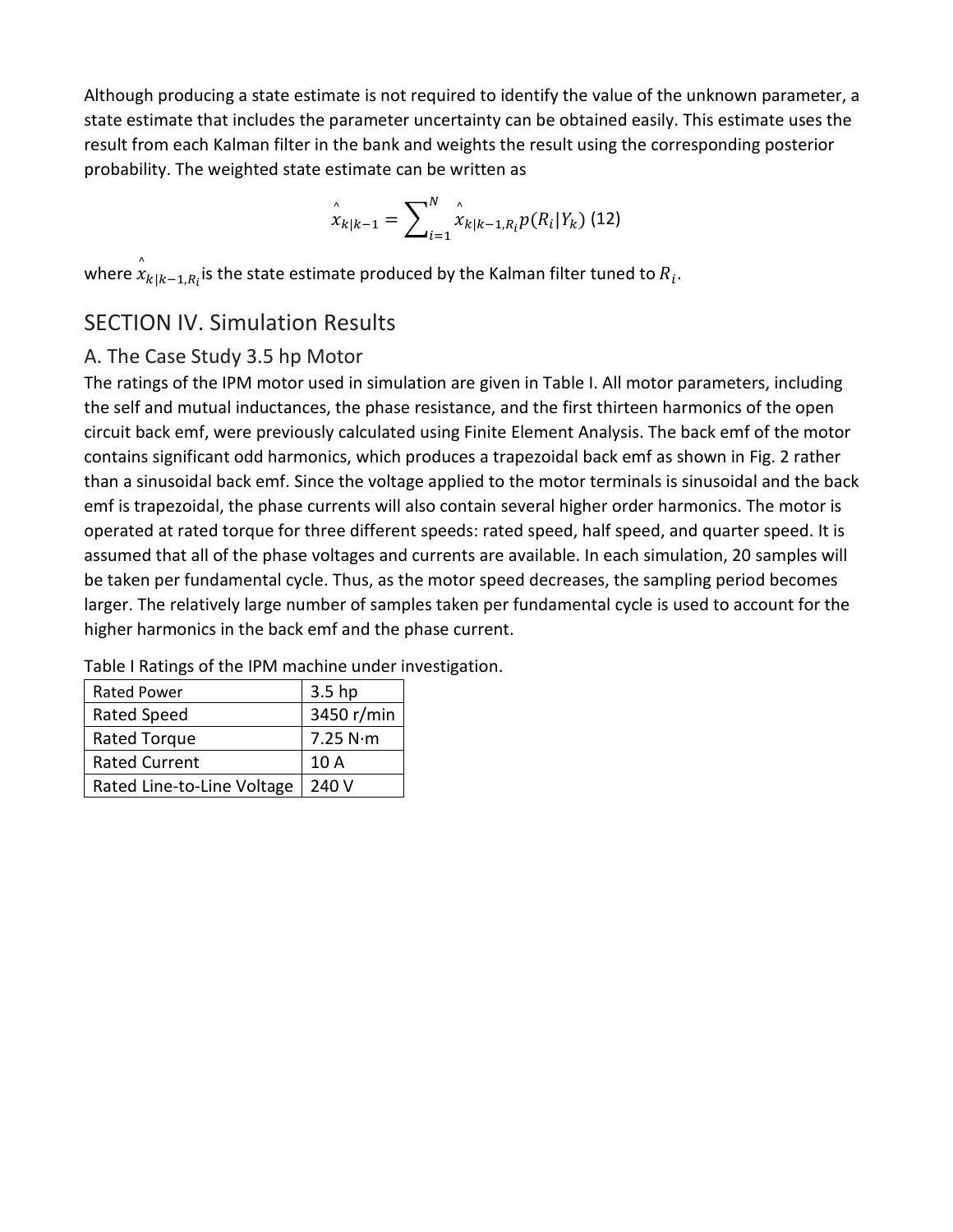Although producing a state estimate is not required to identify the value of the unknown parameter, a state estimate that includes the parameter uncertainty can be obtained easily. This estimate uses the result from each Kalman filter in the bank and weights the result using the corresponding posterior probability. The weighted state estimate can be written as

$$\hat{x}_{k|k-1} = \sum_{i=1}^{N} \hat{x}_{k|k-1,R_i} p(R_i|Y_k) \quad (12)$$

where $\hat{x}_{k|k-1,R_i}$ is the state estimate produced by the Kalman filter tuned to $R_i$.

## SECTION IV. Simulation Results

### A. The Case Study 3.5 hp Motor

The ratings of the IPM motor used in simulation are given in Table I. All motor parameters, including the self and mutual inductances, the phase resistance, and the first thirteen harmonics of the open circuit back emf, were previously calculated using Finite Element Analysis. The back emf of the motor contains significant odd harmonics, which produces a trapezoidal back emf as shown in Fig. 2 rather than a sinusoidal back emf. Since the voltage applied to the motor terminals is sinusoidal and the back emf is trapezoidal, the phase currents will also contain several higher order harmonics. The motor is operated at rated torque for three different speeds: rated speed, half speed, and quarter speed. It is assumed that all of the phase voltages and currents are available. In each simulation, 20 samples will be taken per fundamental cycle. Thus, as the motor speed decreases, the sampling period becomes larger. The relatively large number of samples taken per fundamental cycle is used to account for the higher harmonics in the back emf and the phase current.

Table I Ratings of the IPM machine under investigation.

| Rated Power | 3.5 hp |
|---|---|
| Rated Speed | 3450 r/min |
| Rated Torque | 7.25 N·m |
| Rated Current | 10 A |
| Rated Line-to-Line Voltage | 240 V |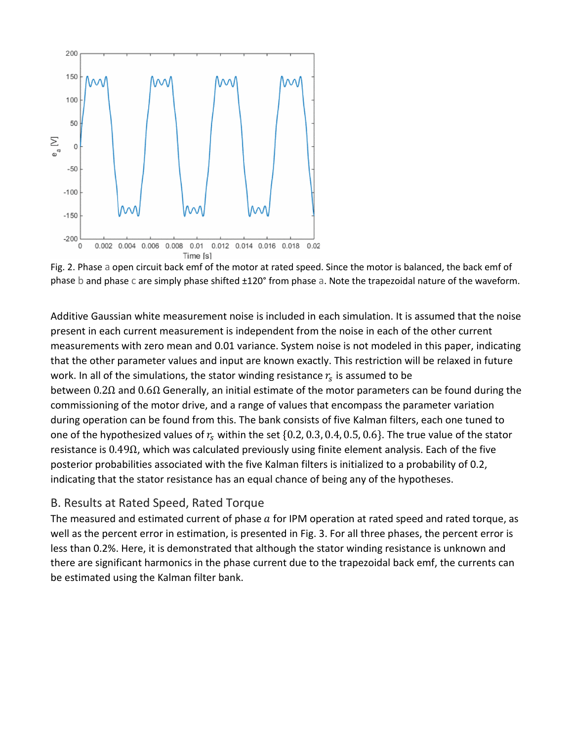Fig. 2. Phase a open circuit back emf of the motor at rated speed. Since the motor is balanced, the back emf of phase b and phase c are simply phase shifted ±120° from phase a. Note the trapezoidal nature of the waveform.

Additive Gaussian white measurement noise is included in each simulation. It is assumed that the noise present in each current measurement is independent from the noise in each of the other current measurements with zero mean and 0.01 variance. System noise is not modeled in this paper, indicating that the other parameter values and input are known exactly. This restriction will be relaxed in future work. In all of the simulations, the stator winding resistance $r_s$ is assumed to be between $0.2\Omega$ and $0.6\Omega$ Generally, an initial estimate of the motor parameters can be found during the commissioning of the motor drive, and a range of values that encompass the parameter variation during operation can be found from this. The bank consists of five Kalman filters, each one tuned to one of the hypothesized values of $r_s$ within the set $\{0.2, 0.3, 0.4, 0.5, 0.6\}$. The true value of the stator resistance is $0.49\Omega$, which was calculated previously using finite element analysis. Each of the five posterior probabilities associated with the five Kalman filters is initialized to a probability of 0.2, indicating that the stator resistance has an equal chance of being any of the hypotheses.

## B. Results at Rated Speed, Rated Torque

The measured and estimated current of phase $a$ for IPM operation at rated speed and rated torque, as well as the percent error in estimation, is presented in Fig. 3. For all three phases, the percent error is less than 0.2%. Here, it is demonstrated that although the stator winding resistance is unknown and there are significant harmonics in the phase current due to the trapezoidal back emf, the currents can be estimated using the Kalman filter bank.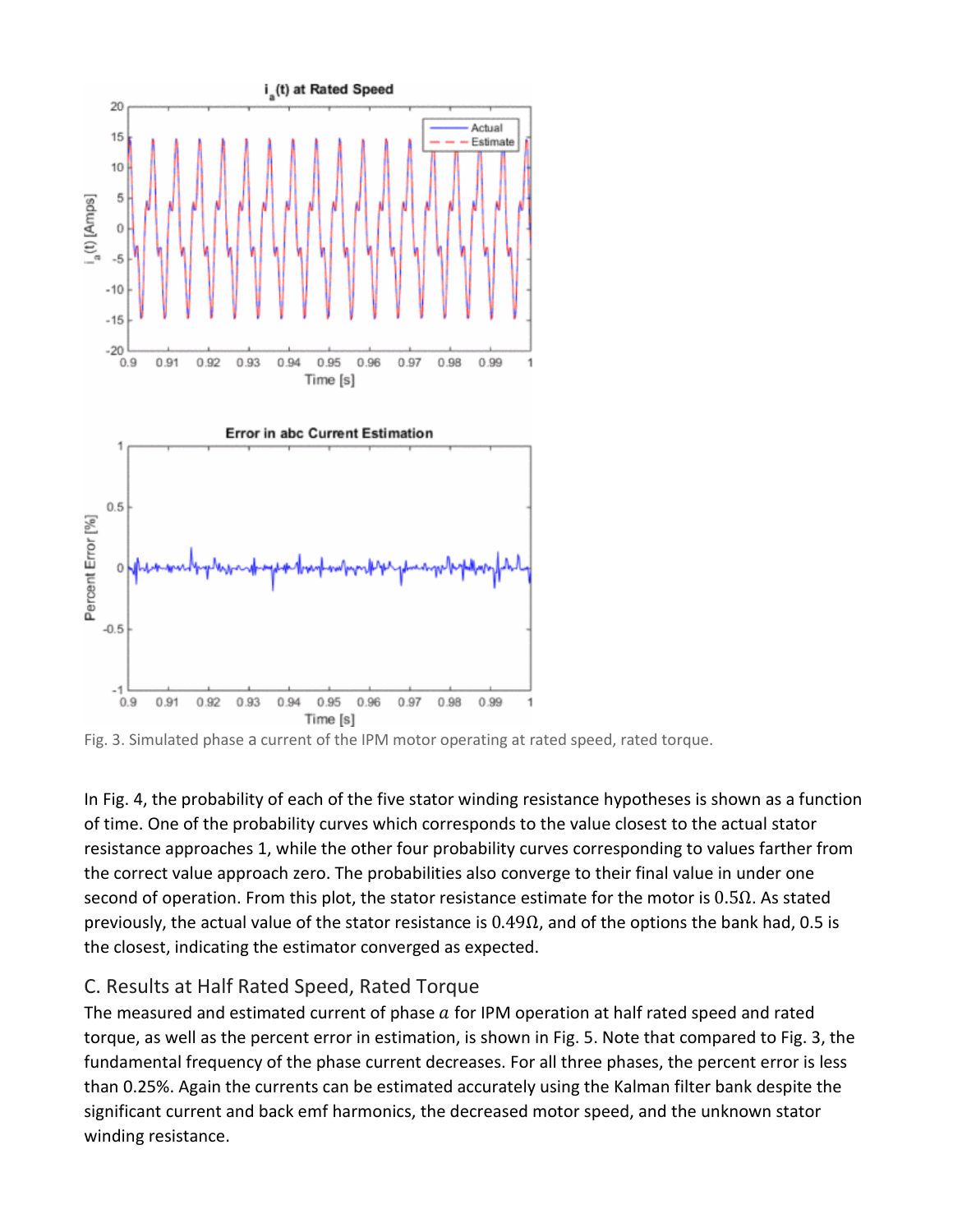Fig. 3. Simulated phase a current of the IPM motor operating at rated speed, rated torque.

In Fig. 4, the probability of each of the five stator winding resistance hypotheses is shown as a function of time. One of the probability curves which corresponds to the value closest to the actual stator resistance approaches 1, while the other four probability curves corresponding to values farther from the correct value approach zero. The probabilities also converge to their final value in under one second of operation. From this plot, the stator resistance estimate for the motor is $0.5\Omega$. As stated previously, the actual value of the stator resistance is $0.49\Omega$, and of the options the bank had, 0.5 is the closest, indicating the estimator converged as expected.

## C. Results at Half Rated Speed, Rated Torque

The measured and estimated current of phase $a$ for IPM operation at half rated speed and rated torque, as well as the percent error in estimation, is shown in Fig. 5. Note that compared to Fig. 3, the fundamental frequency of the phase current decreases. For all three phases, the percent error is less than 0.25%. Again the currents can be estimated accurately using the Kalman filter bank despite the significant current and back emf harmonics, the decreased motor speed, and the unknown stator winding resistance.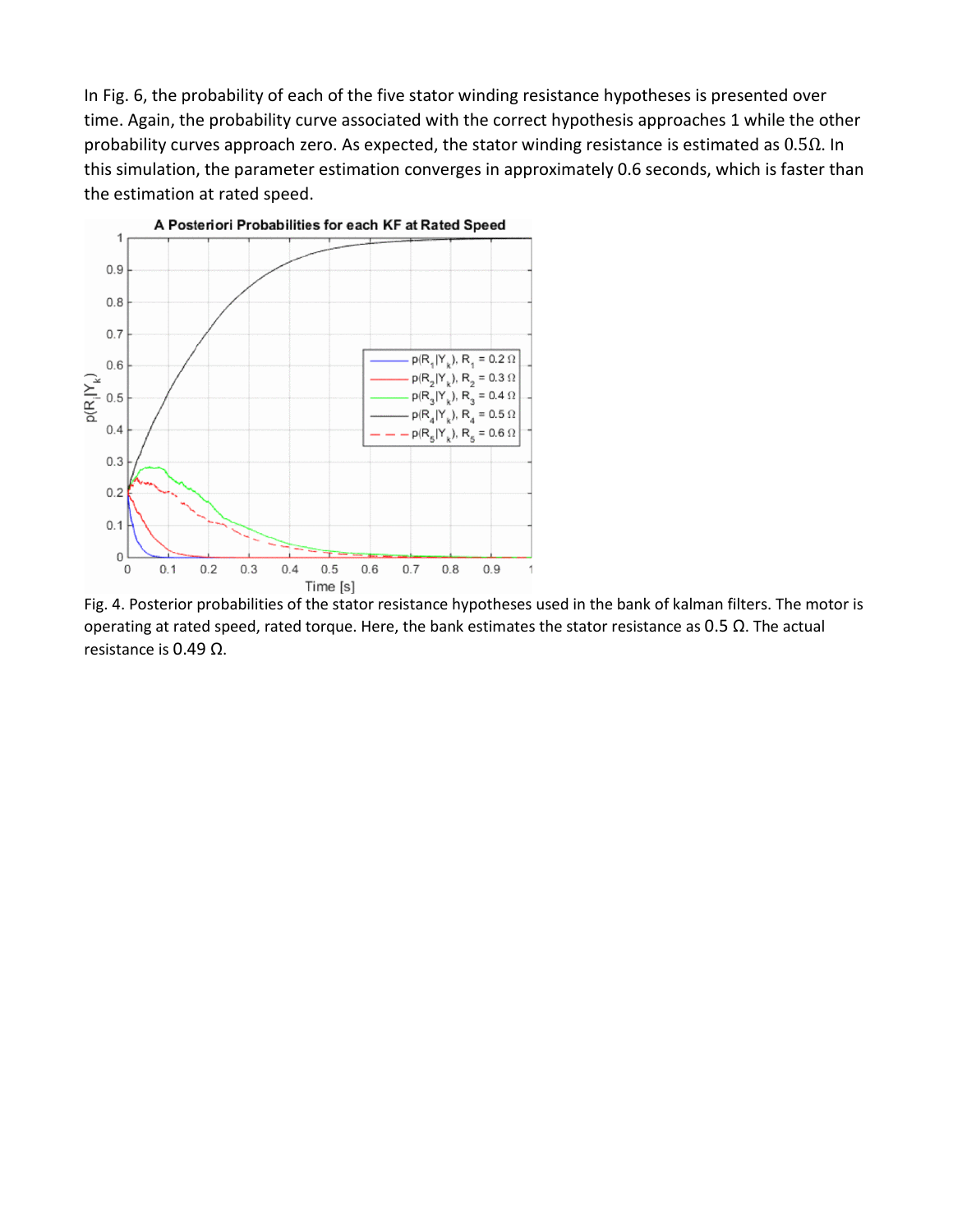In Fig. 6, the probability of each of the five stator winding resistance hypotheses is presented over time. Again, the probability curve associated with the correct hypothesis approaches 1 while the other probability curves approach zero. As expected, the stator winding resistance is estimated as $0.5\Omega$. In this simulation, the parameter estimation converges in approximately 0.6 seconds, which is faster than the estimation at rated speed.

Fig. 4. Posterior probabilities of the stator resistance hypotheses used in the bank of kalman filters. The motor is operating at rated speed, rated torque. Here, the bank estimates the stator resistance as 0.5 Ω. The actual resistance is 0.49 Ω.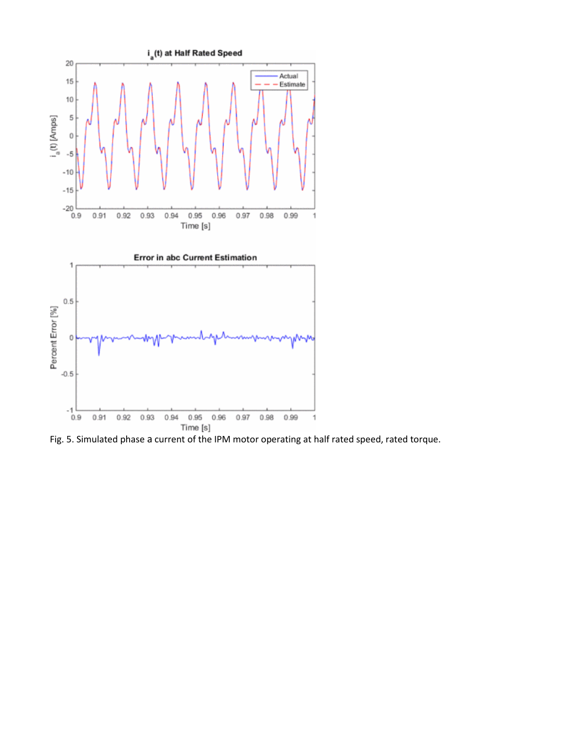Fig. 5. Simulated phase a current of the IPM motor operating at half rated speed, rated torque.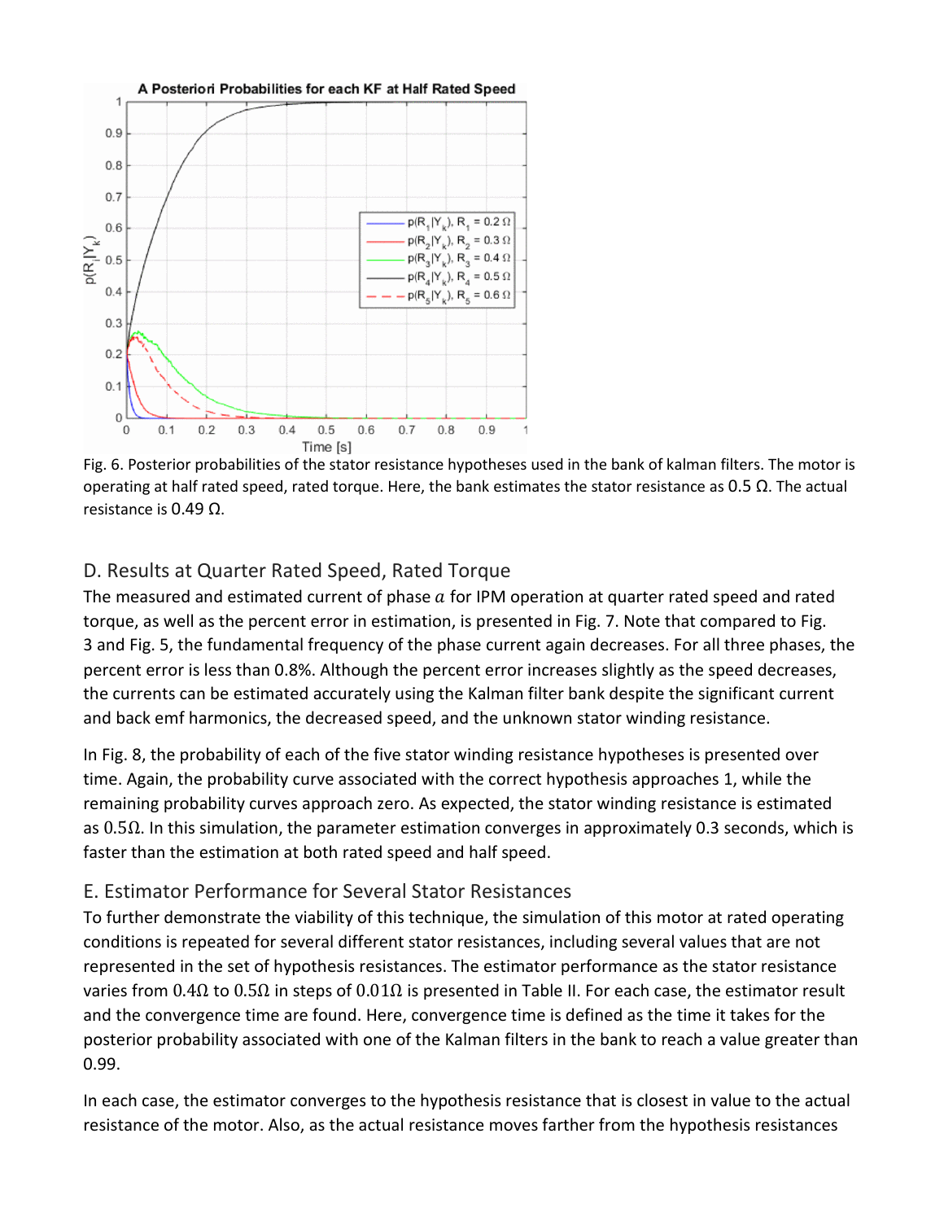Fig. 6. Posterior probabilities of the stator resistance hypotheses used in the bank of kalman filters. The motor is operating at half rated speed, rated torque. Here, the bank estimates the stator resistance as 0.5 Ω. The actual resistance is 0.49 Ω.

## D. Results at Quarter Rated Speed, Rated Torque

The measured and estimated current of phase $a$ for IPM operation at quarter rated speed and rated torque, as well as the percent error in estimation, is presented in Fig. 7. Note that compared to Fig. 3 and Fig. 5, the fundamental frequency of the phase current again decreases. For all three phases, the percent error is less than 0.8%. Although the percent error increases slightly as the speed decreases, the currents can be estimated accurately using the Kalman filter bank despite the significant current and back emf harmonics, the decreased speed, and the unknown stator winding resistance.

In Fig. 8, the probability of each of the five stator winding resistance hypotheses is presented over time. Again, the probability curve associated with the correct hypothesis approaches 1, while the remaining probability curves approach zero. As expected, the stator winding resistance is estimated as $0.5\Omega$. In this simulation, the parameter estimation converges in approximately 0.3 seconds, which is faster than the estimation at both rated speed and half speed.

## E. Estimator Performance for Several Stator Resistances

To further demonstrate the viability of this technique, the simulation of this motor at rated operating conditions is repeated for several different stator resistances, including several values that are not represented in the set of hypothesis resistances. The estimator performance as the stator resistance varies from $0.4\Omega$ to $0.5\Omega$ in steps of $0.01\Omega$ is presented in Table II. For each case, the estimator result and the convergence time are found. Here, convergence time is defined as the time it takes for the posterior probability associated with one of the Kalman filters in the bank to reach a value greater than 0.99.

In each case, the estimator converges to the hypothesis resistance that is closest in value to the actual resistance of the motor. Also, as the actual resistance moves farther from the hypothesis resistances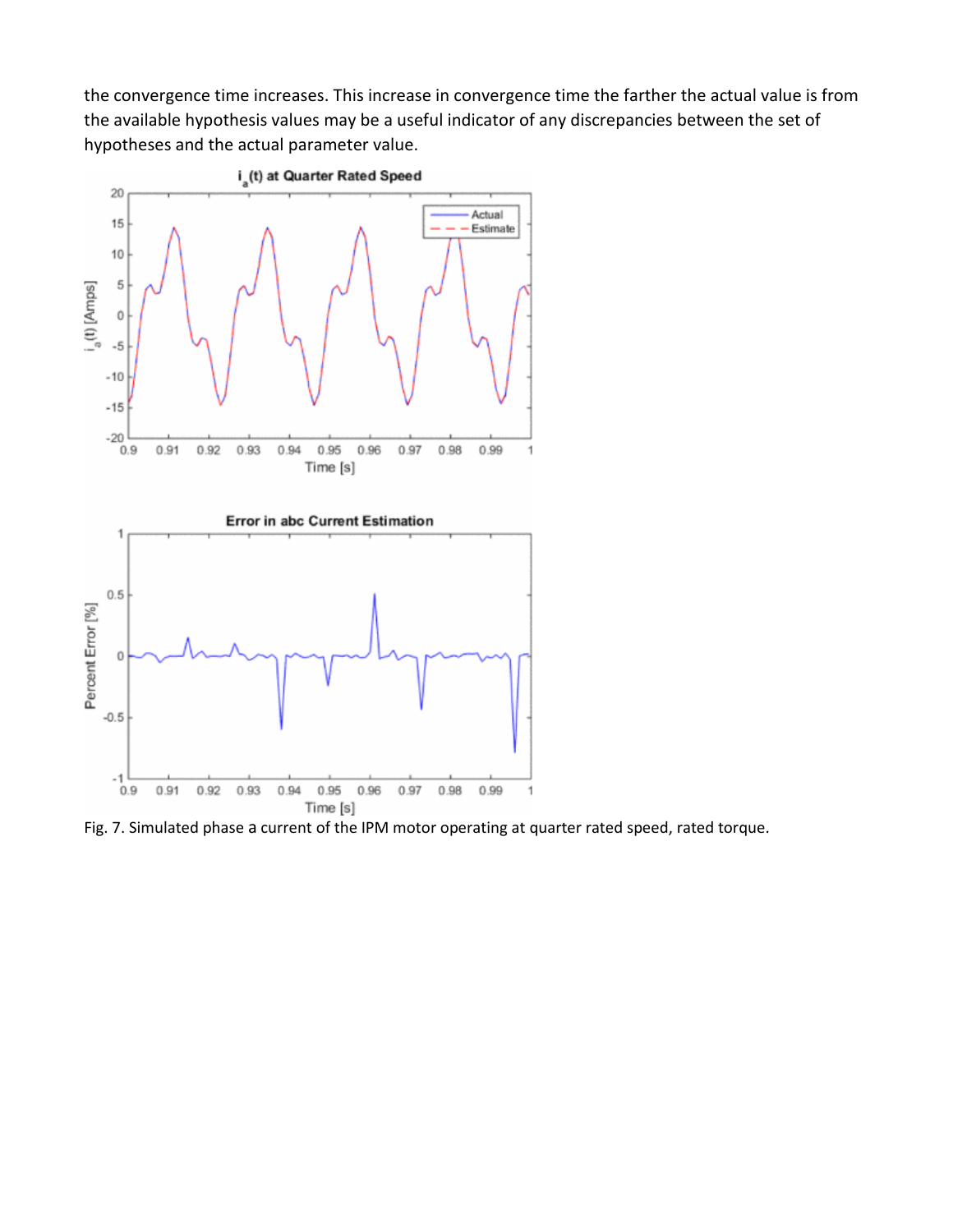the convergence time increases. This increase in convergence time the farther the actual value is from the available hypothesis values may be a useful indicator of any discrepancies between the set of hypotheses and the actual parameter value.

Fig. 7. Simulated phase a current of the IPM motor operating at quarter rated speed, rated torque.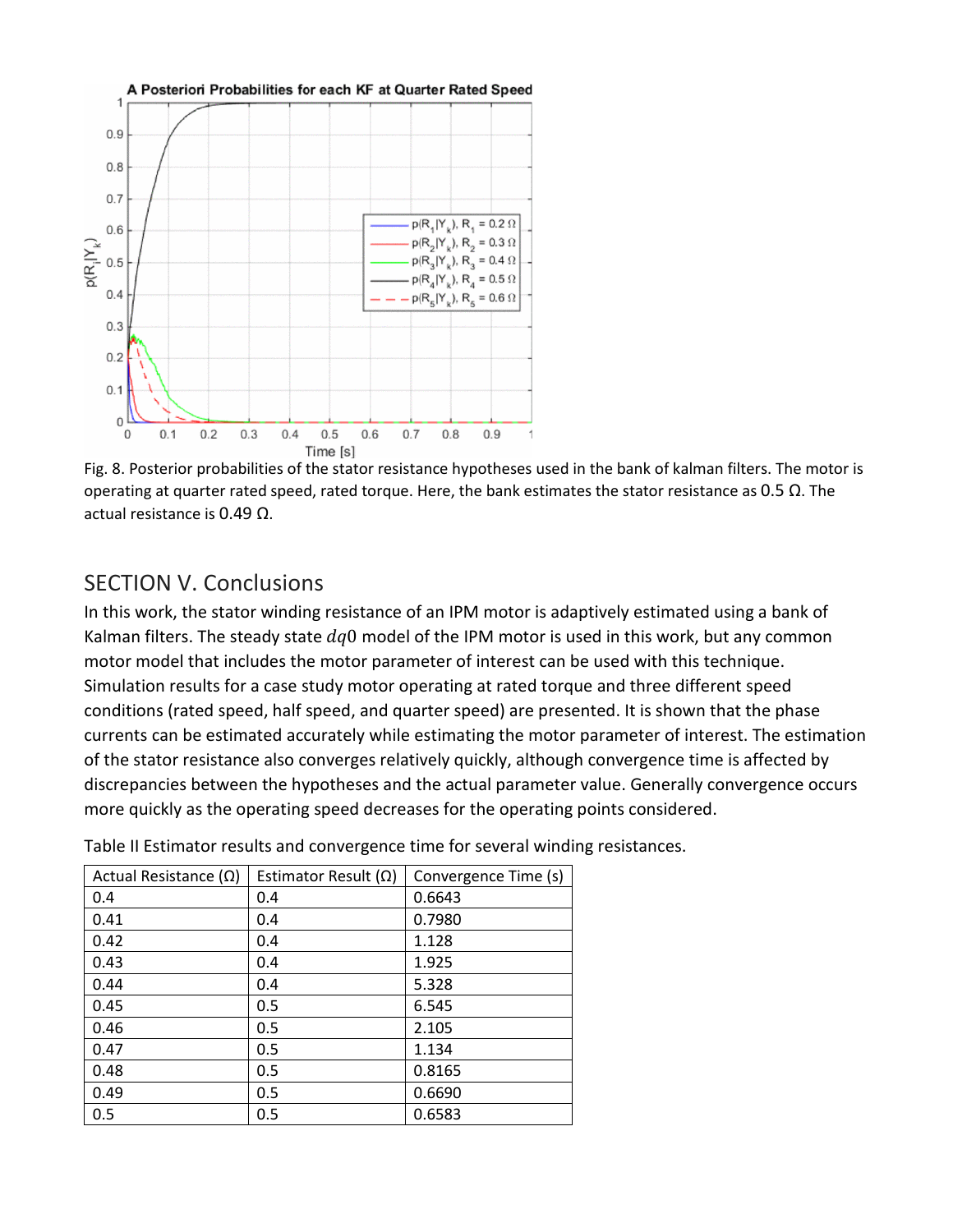Fig. 8. Posterior probabilities of the stator resistance hypotheses used in the bank of kalman filters. The motor is operating at quarter rated speed, rated torque. Here, the bank estimates the stator resistance as 0.5 Ω. The actual resistance is 0.49 Ω.

## SECTION V. Conclusions

In this work, the stator winding resistance of an IPM motor is adaptively estimated using a bank of Kalman filters. The steady state $dq0$ model of the IPM motor is used in this work, but any common motor model that includes the motor parameter of interest can be used with this technique. Simulation results for a case study motor operating at rated torque and three different speed conditions (rated speed, half speed, and quarter speed) are presented. It is shown that the phase currents can be estimated accurately while estimating the motor parameter of interest. The estimation of the stator resistance also converges relatively quickly, although convergence time is affected by discrepancies between the hypotheses and the actual parameter value. Generally convergence occurs more quickly as the operating speed decreases for the operating points considered.

Table II Estimator results and convergence time for several winding resistances.

| Actual Resistance (Ω) | Estimator Result (Ω) | Convergence Time (s) |
|---|---|---|
| 0.4 | 0.4 | 0.6643 |
| 0.41 | 0.4 | 0.7980 |
| 0.42 | 0.4 | 1.128 |
| 0.43 | 0.4 | 1.925 |
| 0.44 | 0.4 | 5.328 |
| 0.45 | 0.5 | 6.545 |
| 0.46 | 0.5 | 2.105 |
| 0.47 | 0.5 | 1.134 |
| 0.48 | 0.5 | 0.8165 |
| 0.49 | 0.5 | 0.6690 |
| 0.5 | 0.5 | 0.6583 |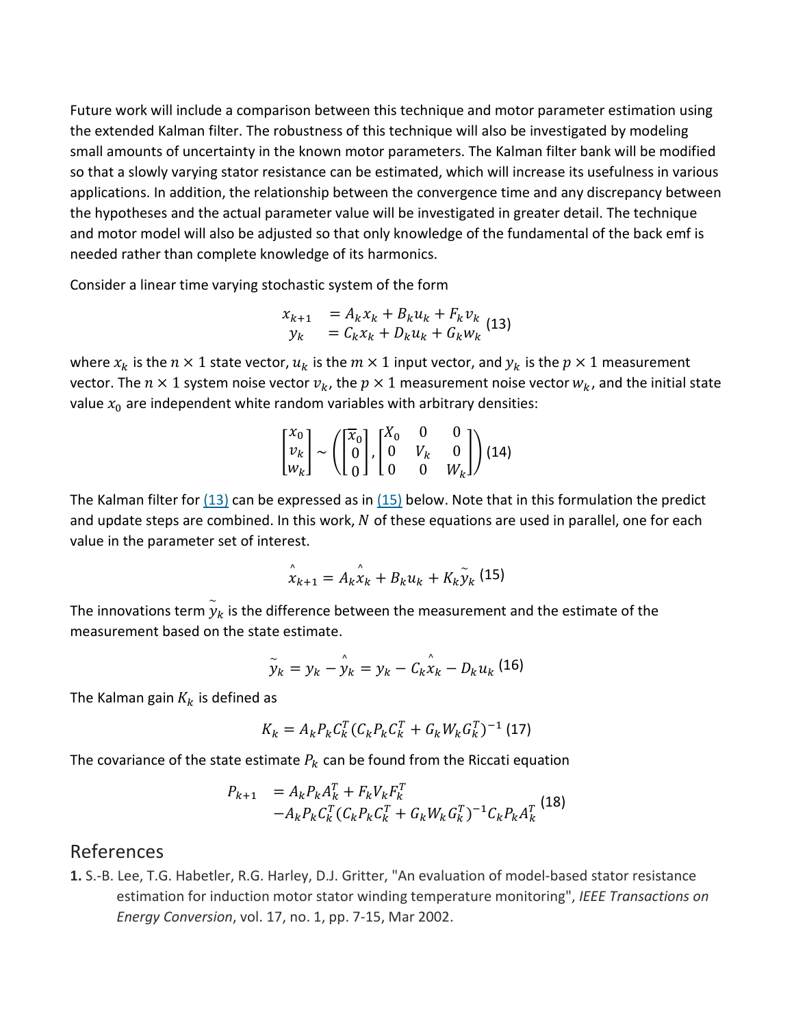Future work will include a comparison between this technique and motor parameter estimation using the extended Kalman filter. The robustness of this technique will also be investigated by modeling small amounts of uncertainty in the known motor parameters. The Kalman filter bank will be modified so that a slowly varying stator resistance can be estimated, which will increase its usefulness in various applications. In addition, the relationship between the convergence time and any discrepancy between the hypotheses and the actual parameter value will be investigated in greater detail. The technique and motor model will also be adjusted so that only knowledge of the fundamental of the back emf is needed rather than complete knowledge of its harmonics.

Consider a linear time varying stochastic system of the form

$$\begin{aligned} x_{k+1} &= A_k x_k + B_k u_k + F_k v_k \\ y_k &= C_k x_k + D_k u_k + G_k w_k \end{aligned} \tag{13}$$

where $x_k$ is the $n \times 1$ state vector, $u_k$ is the $m \times 1$ input vector, and $y_k$ is the $p \times 1$ measurement vector. The $n \times 1$ system noise vector $v_k$, the $p \times 1$ measurement noise vector $w_k$, and the initial state value $x_0$ are independent white random variables with arbitrary densities:

$$\begin{bmatrix} x_0 \\ v_k \\ w_k \end{bmatrix} \sim \left( \begin{bmatrix} \overline{x}_0 \\ 0 \\ 0 \end{bmatrix}, \begin{bmatrix} X_0 & 0 & 0 \\ 0 & V_k & 0 \\ 0 & 0 & W_k \end{bmatrix} \right) \tag{14}$$

The Kalman filter for (13) can be expressed as in (15) below. Note that in this formulation the predict and update steps are combined. In this work, $N$ of these equations are used in parallel, one for each value in the parameter set of interest.

$$\hat{x}_{k+1} = A_k \hat{x}_k + B_k u_k + K_k \tilde{y}_k \tag{15}$$

The innovations term $\tilde{y}_k$ is the difference between the measurement and the estimate of the measurement based on the state estimate.

$$\tilde{y}_k = y_k - \hat{y}_k = y_k - C_k \hat{x}_k - D_k u_k \tag{16}$$

The Kalman gain $K_k$ is defined as

$$K_k = A_k P_k C_k^T (C_k P_k C_k^T + G_k W_k G_k^T)^{-1} \tag{17}$$

The covariance of the state estimate $P_k$ can be found from the Riccati equation

$$\begin{aligned} P_{k+1} &= A_k P_k A_k^T + F_k V_k F_k^T \\ &\quad - A_k P_k C_k^T (C_k P_k C_k^T + G_k W_k G_k^T)^{-1} C_k P_k A_k^T \end{aligned} \tag{18}$$

## References

1. S.-B. Lee, T.G. Habetler, R.G. Harley, D.J. Gritter, "An evaluation of model-based stator resistance estimation for induction motor stator winding temperature monitoring", *IEEE Transactions on Energy Conversion*, vol. 17, no. 1, pp. 7-15, Mar 2002.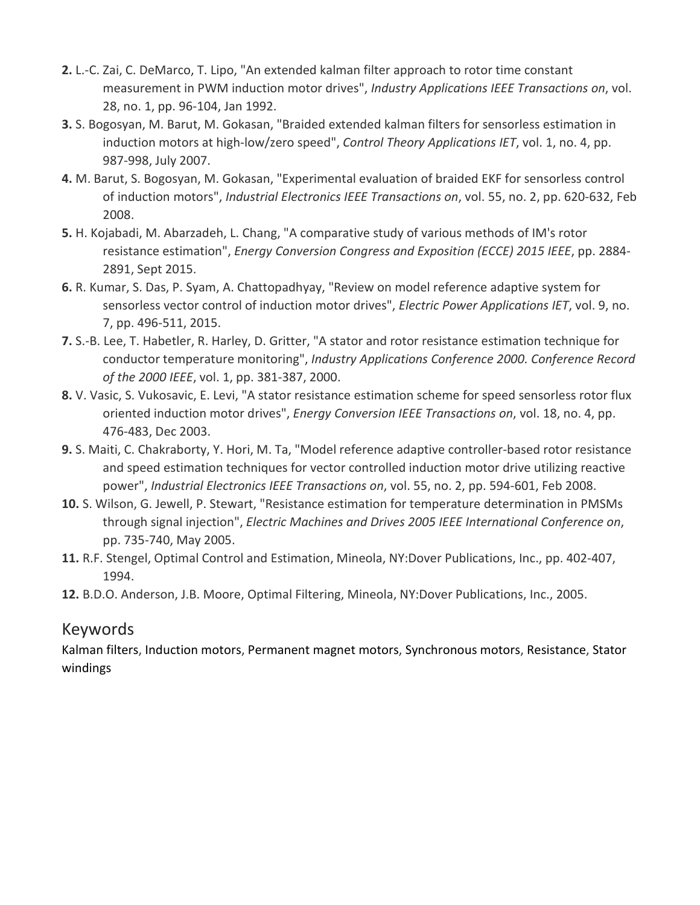**2.** L.-C. Zai, C. DeMarco, T. Lipo, "An extended kalman filter approach to rotor time constant measurement in PWM induction motor drives", *Industry Applications IEEE Transactions on*, vol. 28, no. 1, pp. 96-104, Jan 1992.

**3.** S. Bogosyan, M. Barut, M. Gokasan, "Braided extended kalman filters for sensorless estimation in induction motors at high-low/zero speed", *Control Theory Applications IET*, vol. 1, no. 4, pp. 987-998, July 2007.

**4.** M. Barut, S. Bogosyan, M. Gokasan, "Experimental evaluation of braided EKF for sensorless control of induction motors", *Industrial Electronics IEEE Transactions on*, vol. 55, no. 2, pp. 620-632, Feb 2008.

**5.** H. Kojabadi, M. Abarzadeh, L. Chang, "A comparative study of various methods of IM's rotor resistance estimation", *Energy Conversion Congress and Exposition (ECCE) 2015 IEEE*, pp. 2884-2891, Sept 2015.

**6.** R. Kumar, S. Das, P. Syam, A. Chattopadhyay, "Review on model reference adaptive system for sensorless vector control of induction motor drives", *Electric Power Applications IET*, vol. 9, no. 7, pp. 496-511, 2015.

**7.** S.-B. Lee, T. Habetler, R. Harley, D. Gritter, "A stator and rotor resistance estimation technique for conductor temperature monitoring", *Industry Applications Conference 2000. Conference Record of the 2000 IEEE*, vol. 1, pp. 381-387, 2000.

**8.** V. Vasic, S. Vukosavic, E. Levi, "A stator resistance estimation scheme for speed sensorless rotor flux oriented induction motor drives", *Energy Conversion IEEE Transactions on*, vol. 18, no. 4, pp. 476-483, Dec 2003.

**9.** S. Maiti, C. Chakraborty, Y. Hori, M. Ta, "Model reference adaptive controller-based rotor resistance and speed estimation techniques for vector controlled induction motor drive utilizing reactive power", *Industrial Electronics IEEE Transactions on*, vol. 55, no. 2, pp. 594-601, Feb 2008.

**10.** S. Wilson, G. Jewell, P. Stewart, "Resistance estimation for temperature determination in PMSMs through signal injection", *Electric Machines and Drives 2005 IEEE International Conference on*, pp. 735-740, May 2005.

**11.** R.F. Stengel, Optimal Control and Estimation, Mineola, NY:Dover Publications, Inc., pp. 402-407, 1994.

**12.** B.D.O. Anderson, J.B. Moore, Optimal Filtering, Mineola, NY:Dover Publications, Inc., 2005.

## Keywords

Kalman filters, Induction motors, Permanent magnet motors, Synchronous motors, Resistance, Stator windings